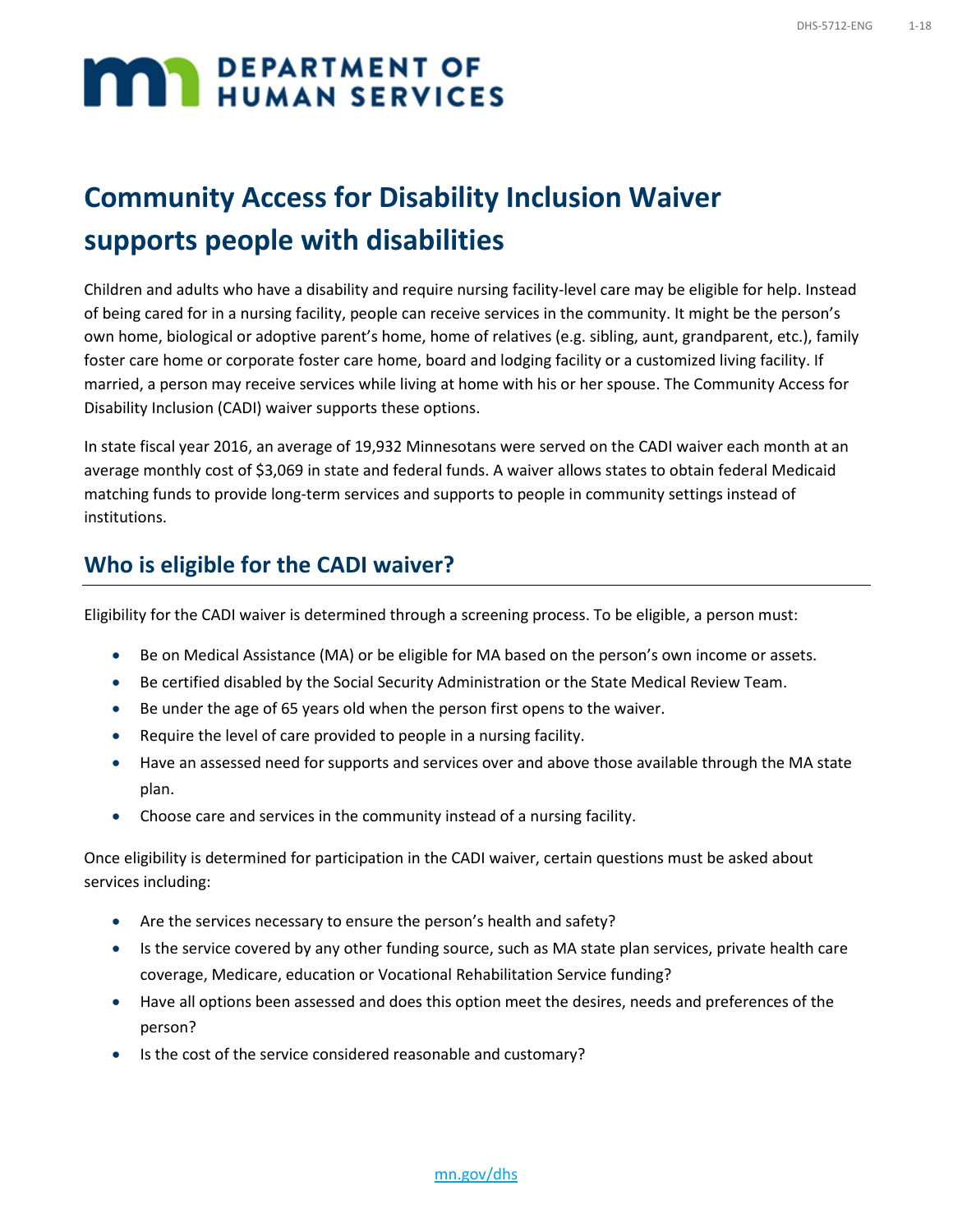# DEPARTMENT OF HUMAN SERVICES

# Community Access for Disability Inclusion Waiver supports people with disabilities

Children and adults who have a disability and require nursing facility-level care may be eligible for help. Instead of being cared for in a nursing facility, people can receive services in the community. It might be the person's own home, biological or adoptive parent's home, home of relatives (e.g. sibling, aunt, grandparent, etc.), family foster care home or corporate foster care home, board and lodging facility or a customized living facility. If married, a person may receive services while living at home with his or her spouse. The Community Access for Disability Inclusion (CADI) waiver supports these options.

In state fiscal year 2016, an average of 19,932 Minnesotans were served on the CADI waiver each month at an average monthly cost of $3,069 in state and federal funds. A waiver allows states to obtain federal Medicaid matching funds to provide long-term services and supports to people in community settings instead of institutions.

## Who is eligible for the CADI waiver?

Eligibility for the CADI waiver is determined through a screening process. To be eligible, a person must:

- Be on Medical Assistance (MA) or be eligible for MA based on the person's own income or assets.
- Be certified disabled by the Social Security Administration or the State Medical Review Team.
- Be under the age of 65 years old when the person first opens to the waiver.
- Require the level of care provided to people in a nursing facility.
- Have an assessed need for supports and services over and above those available through the MA state plan.
- Choose care and services in the community instead of a nursing facility.

Once eligibility is determined for participation in the CADI waiver, certain questions must be asked about services including:

- Are the services necessary to ensure the person's health and safety?
- Is the service covered by any other funding source, such as MA state plan services, private health care coverage, Medicare, education or Vocational Rehabilitation Service funding?
- Have all options been assessed and does this option meet the desires, needs and preferences of the person?
- Is the cost of the service considered reasonable and customary?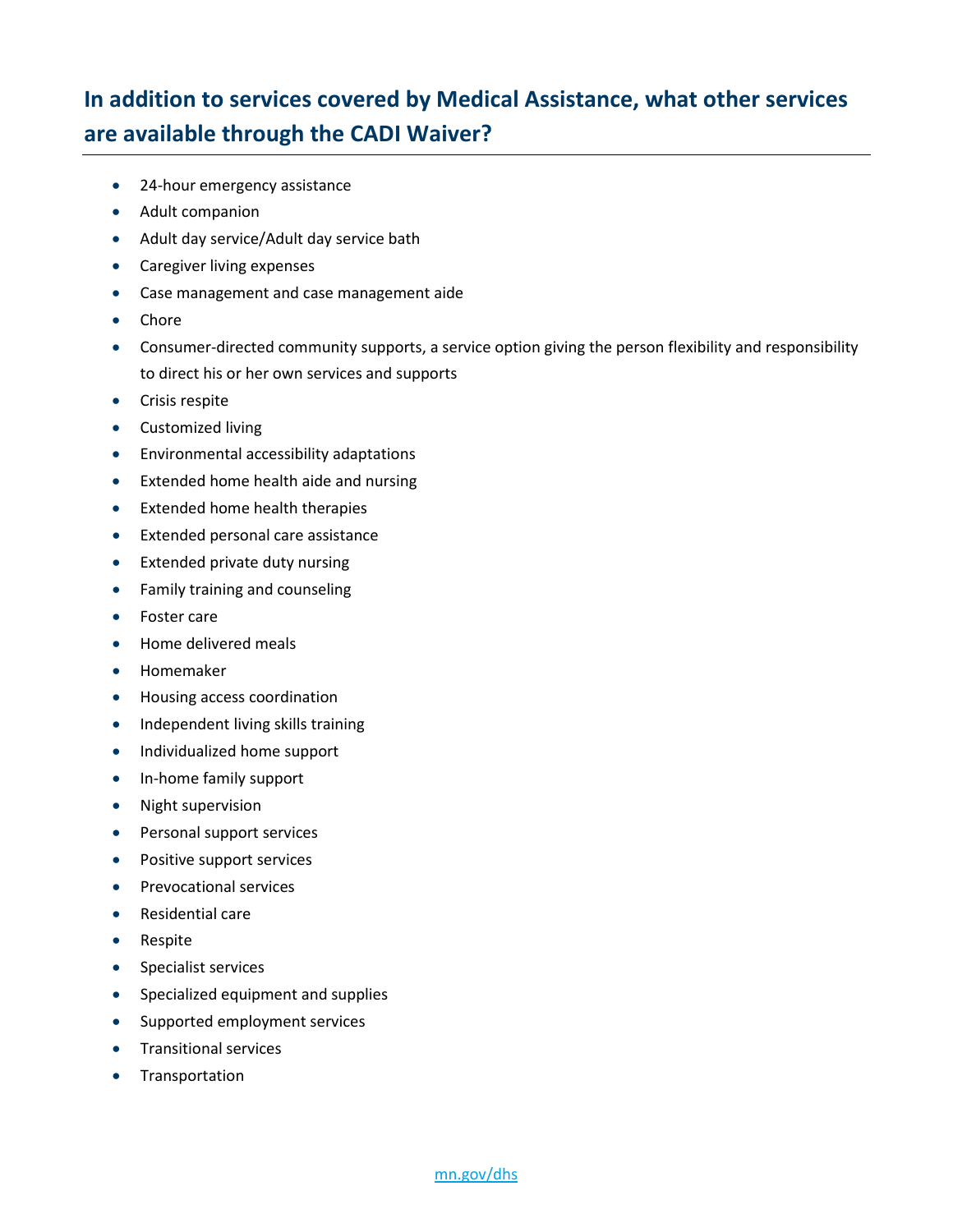## In addition to services covered by Medical Assistance, what other services are available through the CADI Waiver?

- 24-hour emergency assistance
- Adult companion
- Adult day service/Adult day service bath
- Caregiver living expenses
- Case management and case management aide
- Chore
- Consumer-directed community supports, a service option giving the person flexibility and responsibility to direct his or her own services and supports
- Crisis respite
- Customized living
- Environmental accessibility adaptations
- Extended home health aide and nursing
- Extended home health therapies
- Extended personal care assistance
- Extended private duty nursing
- Family training and counseling
- Foster care
- Home delivered meals
- Homemaker
- Housing access coordination
- Independent living skills training
- Individualized home support
- In-home family support
- Night supervision
- Personal support services
- Positive support services
- Prevocational services
- Residential care
- Respite
- Specialist services
- Specialized equipment and supplies
- Supported employment services
- Transitional services
- Transportation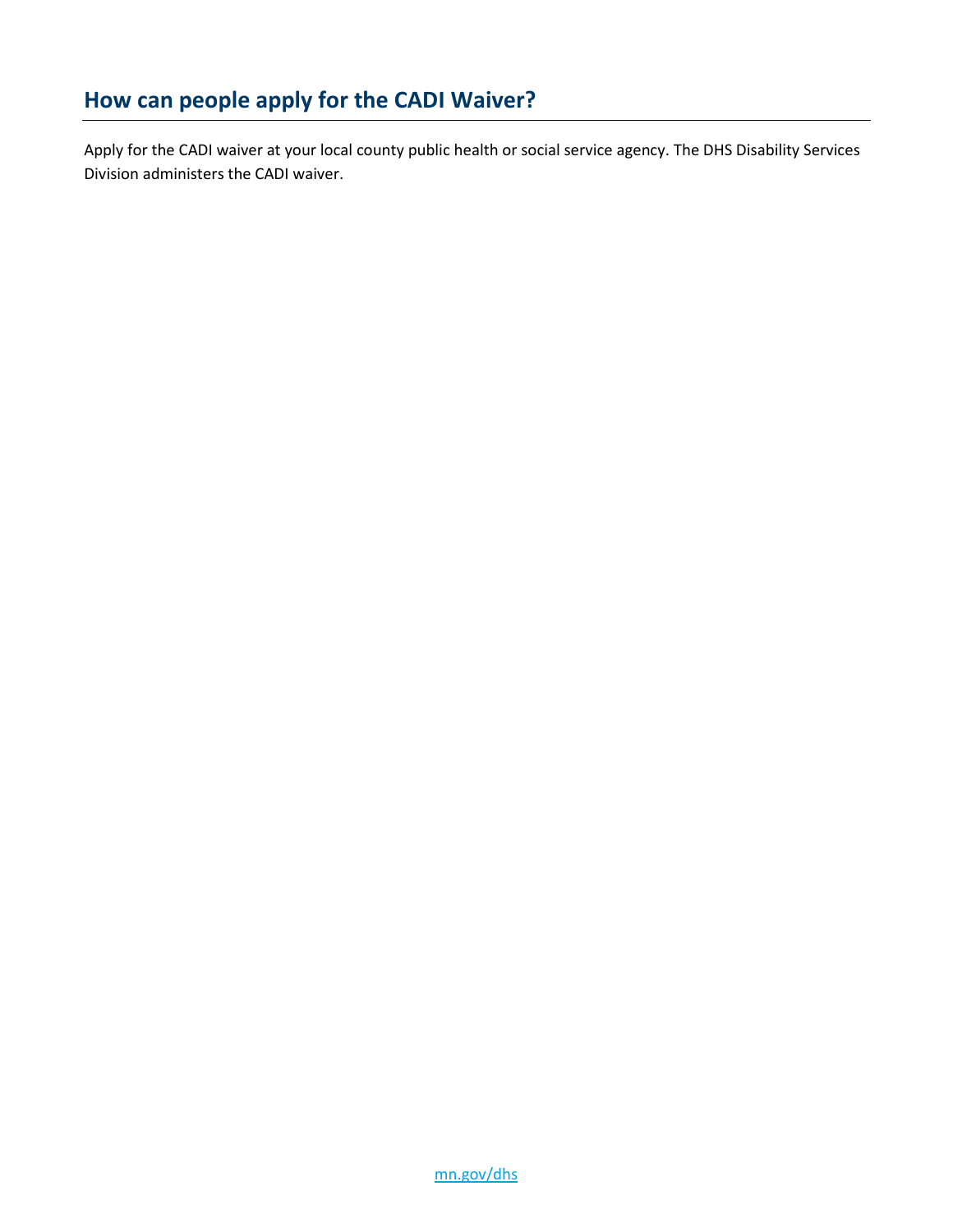## How can people apply for the CADI Waiver?

Apply for the CADI waiver at your local county public health or social service agency. The DHS Disability Services Division administers the CADI waiver.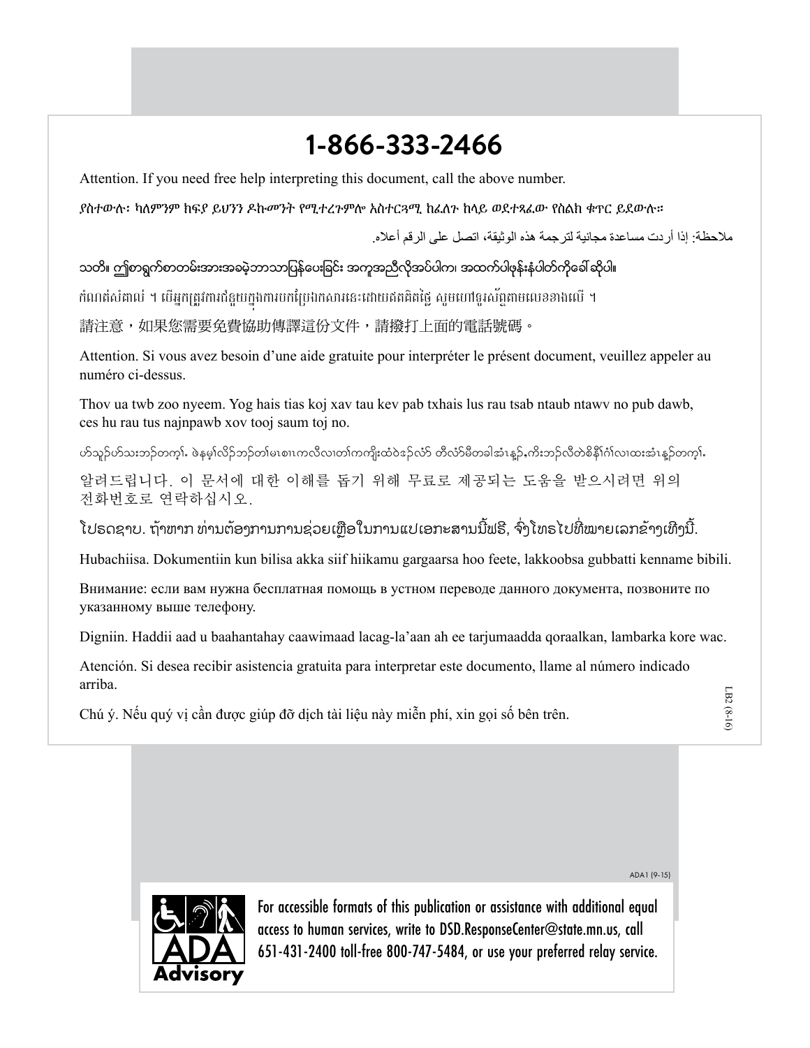# 1-866-333-2466

Attention. If you need free help interpreting this document, call the above number.

ያስተውሉ፡ ካለምንም ክፍያ ይህንን ዶኩመንት የሚተረጉምሎ አስተርጓሚ ከፈለጉ ከላይ ወደተጻፈው የስልክ ቁጥር ይደውሉ።

ملاحظة: إذا أردت مساعدة مجانية لترجمة هذه الوثيقة، اتصل على الرقم أعلاه.

သတိ။ ဤစာရွက်စာတမ်းအားအခမဲ့ဘာသာပြန်ပေးခြင်း အကူအညီလိုအပ်ပါက၊ အထက်ပါဖုန်းနံပါတ်ကိုခေါ်ဆိုပါ။

កំណត់សំគាល់ ។ បើអ្នកត្រូវការជំនួយក្នុងការបកប្រែឯកសារនេះដោយឥតគិតថ្លៃ សូមហៅទូរស័ព្ទតាមលេខខាងលើ ។

請注意，如果您需要免費協助傳譯這份文件，請撥打上面的電話號碼。

Attention. Si vous avez besoin d'une aide gratuite pour interpréter le présent document, veuillez appeler au numéro ci-dessus.

Thov ua twb zoo nyeem. Yog hais tias koj xav tau kev pab txhais lus rau tsab ntaub ntawv no pub dawb, ces hu rau tus najnpawb xov tooj saum toj no.

ဟ်သူဉ်ဟ်သးဘဉ်တက့ၢ်. ဖဲနမ့ၢ်လိဉ်ဘဉ်တၢ်မၤစၢၤကလီလၢတၢ်ကကျိးထံဝဲဒဉ်လံာ် တီလံာ်မီတခါအံၤန့ဉ်,ကိးဘဉ်လီတဲစိနီၢ်ဂံၢ်လၢထးအံၤန့ဉ်တက့ၢ်.

알려드립니다. 이 문서에 대한 이해를 돕기 위해 무료로 제공되는 도움을 받으시려면 위의 전화번호로 연락하십시오.

ໂປຣດຊາບ. ຖ້າຫາກ ທ່ານຕ້ອງການການຊ່ວຍເຫຼືອໃນການແປເອກະສານນີ້ຟຣີ, ຈົ່ງໂທຣໄປທີ່ໝາຍເລກຂ້າງເທິງນີ້.

Hubachiisa. Dokumentiin kun bilisa akka siif hiikamu gargaarsa hoo feete, lakkoobsa gubbatti kenname bibili.

Внимание: если вам нужна бесплатная помощь в устном переводе данного документа, позвоните по указанному выше телефону.

Digniin. Haddii aad u baahantahay caawimaad lacag-la'aan ah ee tarjumaadda qoraalkan, lambarka kore wac.

Atención. Si desea recibir asistencia gratuita para interpretar este documento, llame al número indicado arriba.

Chú ý. Nếu quý vị cần được giúp đỡ dịch tài liệu này miễn phí, xin gọi số bên trên.

LB2 (8-16)

ADA1 (9-15)

**ADA Advisory**

For accessible formats of this publication or assistance with additional equal access to human services, write to DSD.ResponseCenter@state.mn.us, call 651-431-2400 toll-free 800-747-5484, or use your preferred relay service.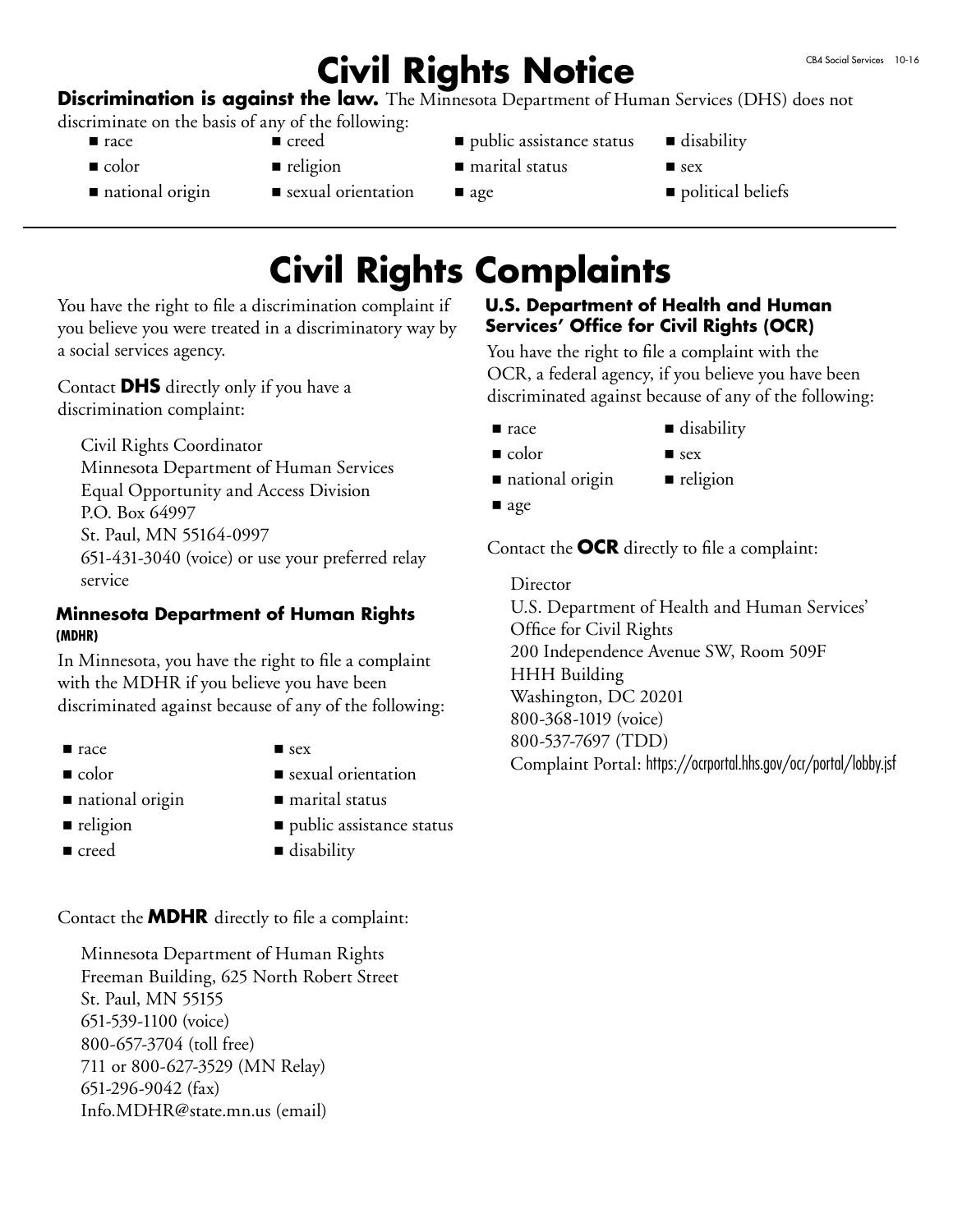# Civil Rights Notice

**Discrimination is against the law.** The Minnesota Department of Human Services (DHS) does not discriminate on the basis of any of the following:

- race
- color
- national origin
- creed
- religion
- sexual orientation
- public assistance status
- marital status
- age
- disability
- sex
- political beliefs

# Civil Rights Complaints

You have the right to file a discrimination complaint if you believe you were treated in a discriminatory way by a social services agency.

Contact **DHS** directly only if you have a discrimination complaint:

Civil Rights Coordinator
Minnesota Department of Human Services
Equal Opportunity and Access Division
P.O. Box 64997
St. Paul, MN 55164-0997
651-431-3040 (voice) or use your preferred relay service

### Minnesota Department of Human Rights (MDHR)

In Minnesota, you have the right to file a complaint with the MDHR if you believe you have been discriminated against because of any of the following:

- race
- color
- national origin
- religion
- creed
- sex
- sexual orientation
- marital status
- public assistance status
- disability

Contact the **MDHR** directly to file a complaint:

Minnesota Department of Human Rights
Freeman Building, 625 North Robert Street
St. Paul, MN 55155
651-539-1100 (voice)
800-657-3704 (toll free)
711 or 800-627-3529 (MN Relay)
651-296-9042 (fax)
Info.MDHR@state.mn.us (email)

### U.S. Department of Health and Human Services' Office for Civil Rights (OCR)

You have the right to file a complaint with the OCR, a federal agency, if you believe you have been discriminated against because of any of the following:

- race
- color
- national origin
- age
- disability
- sex
- religion

Contact the **OCR** directly to file a complaint:

Director
U.S. Department of Health and Human Services'
Office for Civil Rights
200 Independence Avenue SW, Room 509F
HHH Building
Washington, DC 20201
800-368-1019 (voice)
800-537-7697 (TDD)
Complaint Portal: https://ocrportal.hhs.gov/ocr/portal/lobby.jsf